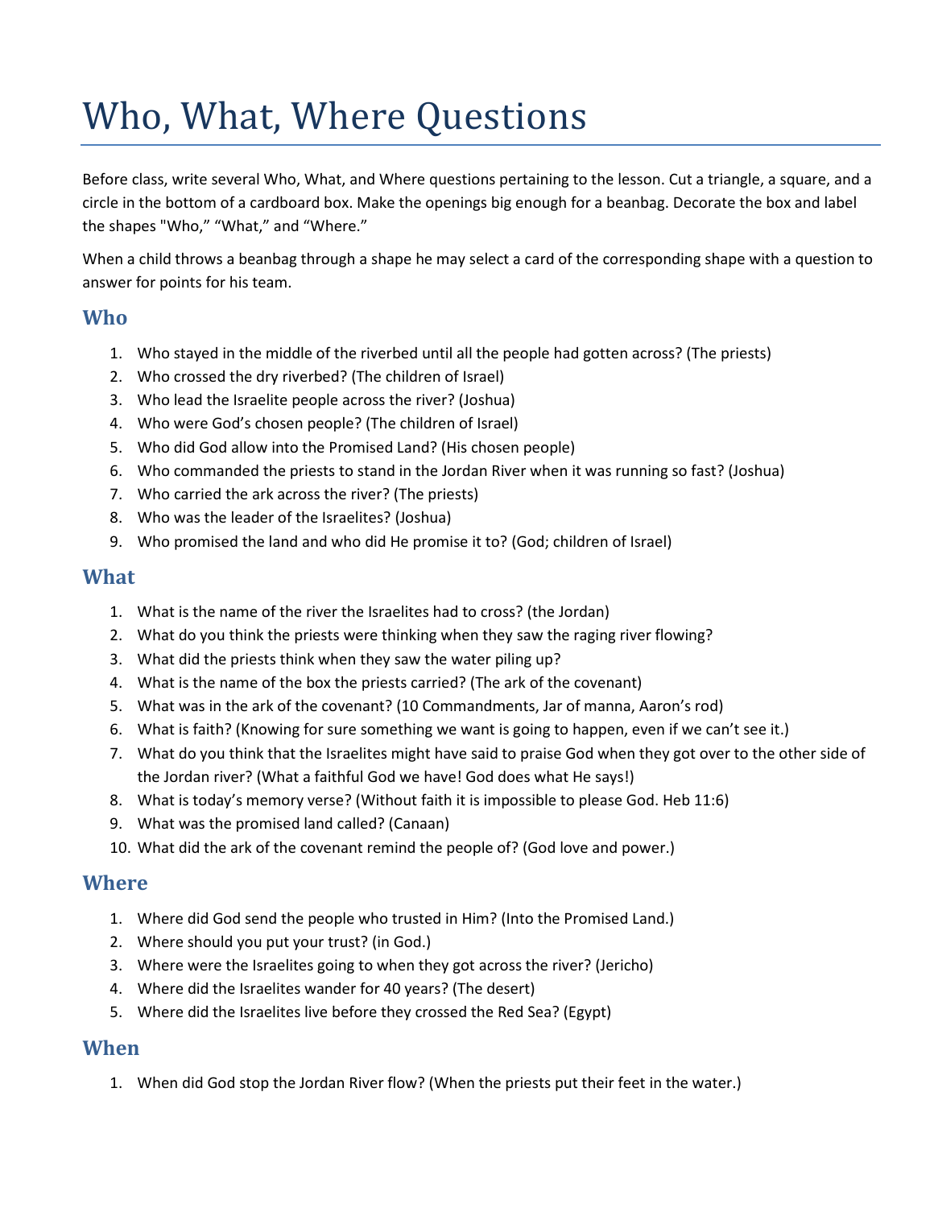# Who, What, Where Questions

Before class, write several Who, What, and Where questions pertaining to the lesson. Cut a triangle, a square, and a circle in the bottom of a cardboard box. Make the openings big enough for a beanbag. Decorate the box and label the shapes "Who," "What," and "Where."

When a child throws a beanbag through a shape he may select a card of the corresponding shape with a question to answer for points for his team.

## Who

1. Who stayed in the middle of the riverbed until all the people had gotten across? (The priests)
2. Who crossed the dry riverbed? (The children of Israel)
3. Who lead the Israelite people across the river? (Joshua)
4. Who were God's chosen people? (The children of Israel)
5. Who did God allow into the Promised Land? (His chosen people)
6. Who commanded the priests to stand in the Jordan River when it was running so fast? (Joshua)
7. Who carried the ark across the river? (The priests)
8. Who was the leader of the Israelites? (Joshua)
9. Who promised the land and who did He promise it to? (God; children of Israel)

## What

1. What is the name of the river the Israelites had to cross? (the Jordan)
2. What do you think the priests were thinking when they saw the raging river flowing?
3. What did the priests think when they saw the water piling up?
4. What is the name of the box the priests carried? (The ark of the covenant)
5. What was in the ark of the covenant? (10 Commandments, Jar of manna, Aaron's rod)
6. What is faith? (Knowing for sure something we want is going to happen, even if we can't see it.)
7. What do you think that the Israelites might have said to praise God when they got over to the other side of the Jordan river? (What a faithful God we have! God does what He says!)
8. What is today's memory verse? (Without faith it is impossible to please God. Heb 11:6)
9. What was the promised land called? (Canaan)
10. What did the ark of the covenant remind the people of? (God love and power.)

## Where

1. Where did God send the people who trusted in Him? (Into the Promised Land.)
2. Where should you put your trust? (in God.)
3. Where were the Israelites going to when they got across the river? (Jericho)
4. Where did the Israelites wander for 40 years? (The desert)
5. Where did the Israelites live before they crossed the Red Sea? (Egypt)

## When

1. When did God stop the Jordan River flow? (When the priests put their feet in the water.)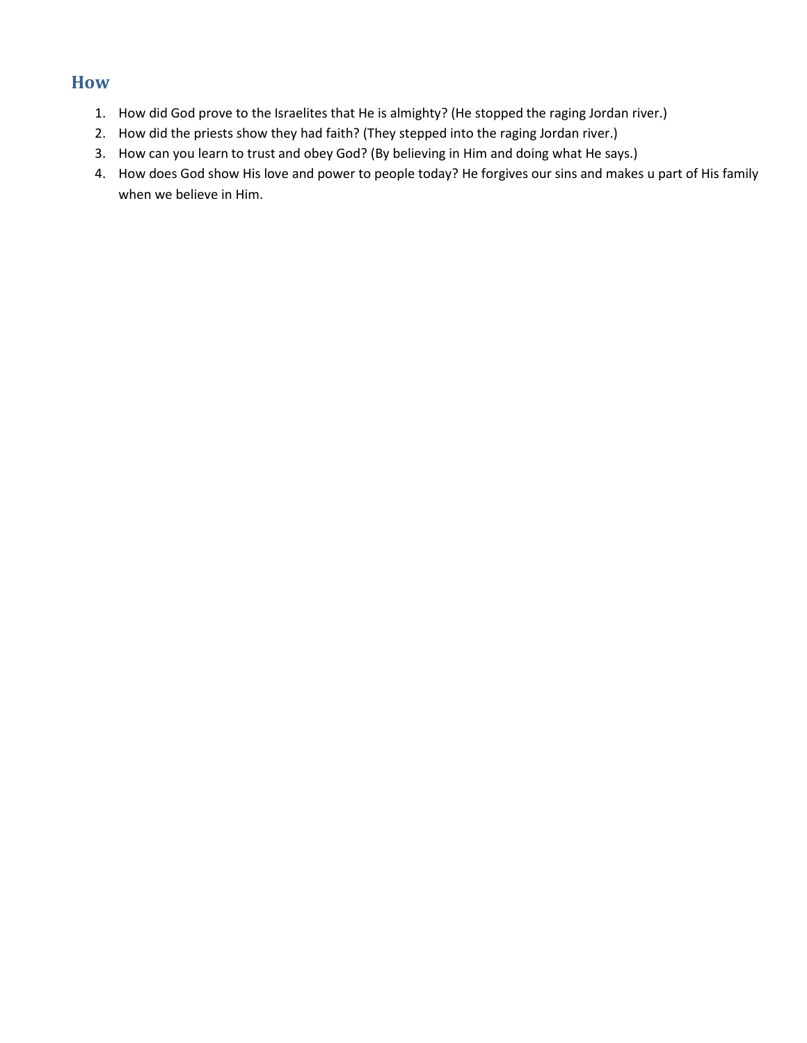## How

1. How did God prove to the Israelites that He is almighty? (He stopped the raging Jordan river.)
2. How did the priests show they had faith? (They stepped into the raging Jordan river.)
3. How can you learn to trust and obey God? (By believing in Him and doing what He says.)
4. How does God show His love and power to people today? He forgives our sins and makes u part of His family when we believe in Him.